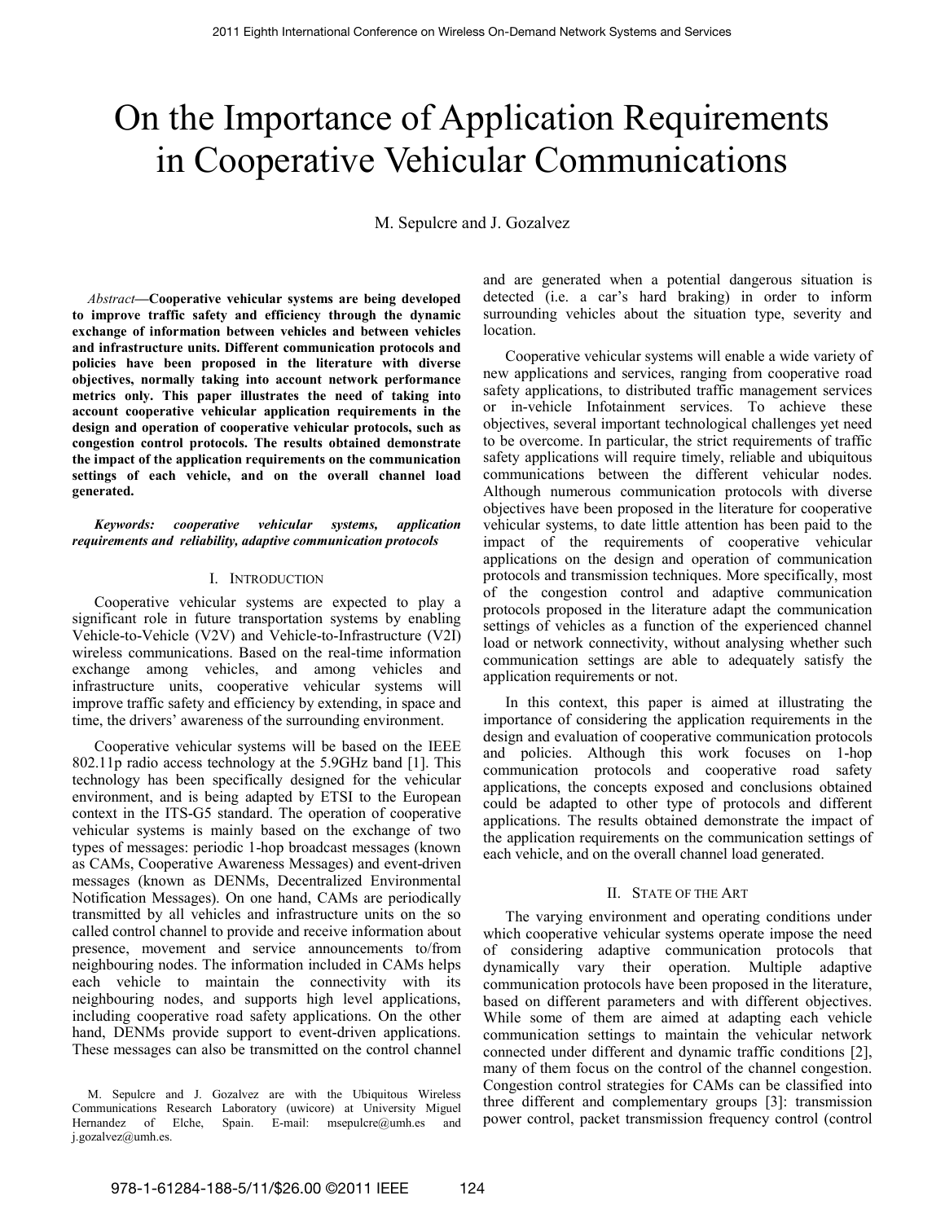# On the Importance of Application Requirements in Cooperative Vehicular Communications

M. Sepulcre and J. Gozalvez

*Abstract*—**Cooperative vehicular systems are being developed to improve traffic safety and efficiency through the dynamic exchange of information between vehicles and between vehicles and infrastructure units. Different communication protocols and policies have been proposed in the literature with diverse objectives, normally taking into account network performance metrics only. This paper illustrates the need of taking into account cooperative vehicular application requirements in the design and operation of cooperative vehicular protocols, such as congestion control protocols. The results obtained demonstrate the impact of the application requirements on the communication settings of each vehicle, and on the overall channel load generated.**

***Keywords: cooperative vehicular systems, application requirements and reliability, adaptive communication protocols***

## I. Introduction

Cooperative vehicular systems are expected to play a significant role in future transportation systems by enabling Vehicle-to-Vehicle (V2V) and Vehicle-to-Infrastructure (V2I) wireless communications. Based on the real-time information exchange among vehicles, and among vehicles and infrastructure units, cooperative vehicular systems will improve traffic safety and efficiency by extending, in space and time, the drivers' awareness of the surrounding environment.

Cooperative vehicular systems will be based on the IEEE 802.11p radio access technology at the 5.9GHz band [1]. This technology has been specifically designed for the vehicular environment, and is being adapted by ETSI to the European context in the ITS-G5 standard. The operation of cooperative vehicular systems is mainly based on the exchange of two types of messages: periodic 1-hop broadcast messages (known as CAMs, Cooperative Awareness Messages) and event-driven messages (known as DENMs, Decentralized Environmental Notification Messages). On one hand, CAMs are periodically transmitted by all vehicles and infrastructure units on the so called control channel to provide and receive information about presence, movement and service announcements to/from neighbouring nodes. The information included in CAMs helps each vehicle to maintain the connectivity with its neighbouring nodes, and supports high level applications, including cooperative road safety applications. On the other hand, DENMs provide support to event-driven applications. These messages can also be transmitted on the control channel and are generated when a potential dangerous situation is detected (i.e. a car's hard braking) in order to inform surrounding vehicles about the situation type, severity and location.

Cooperative vehicular systems will enable a wide variety of new applications and services, ranging from cooperative road safety applications, to distributed traffic management services or in-vehicle Infotainment services. To achieve these objectives, several important technological challenges yet need to be overcome. In particular, the strict requirements of traffic safety applications will require timely, reliable and ubiquitous communications between the different vehicular nodes. Although numerous communication protocols with diverse objectives have been proposed in the literature for cooperative vehicular systems, to date little attention has been paid to the impact of the requirements of cooperative vehicular applications on the design and operation of communication protocols and transmission techniques. More specifically, most of the congestion control and adaptive communication protocols proposed in the literature adapt the communication settings of vehicles as a function of the experienced channel load or network connectivity, without analysing whether such communication settings are able to adequately satisfy the application requirements or not.

In this context, this paper is aimed at illustrating the importance of considering the application requirements in the design and evaluation of cooperative communication protocols and policies. Although this work focuses on 1-hop communication protocols and cooperative road safety applications, the concepts exposed and conclusions obtained could be adapted to other type of protocols and different applications. The results obtained demonstrate the impact of the application requirements on the communication settings of each vehicle, and on the overall channel load generated.

## II. State of the Art

The varying environment and operating conditions under which cooperative vehicular systems operate impose the need of considering adaptive communication protocols that dynamically vary their operation. Multiple adaptive communication protocols have been proposed in the literature, based on different parameters and with different objectives. While some of them are aimed at adapting each vehicle communication settings to maintain the vehicular network connected under different and dynamic traffic conditions [2], many of them focus on the control of the channel congestion. Congestion control strategies for CAMs can be classified into three different and complementary groups [3]: transmission power control, packet transmission frequency control (control

M. Sepulcre and J. Gozalvez are with the Ubiquitous Wireless Communications Research Laboratory (uwicore) at University Miguel Hernandez of Elche, Spain. E-mail: msepulcre@umh.es and j.gozalvez@umh.es.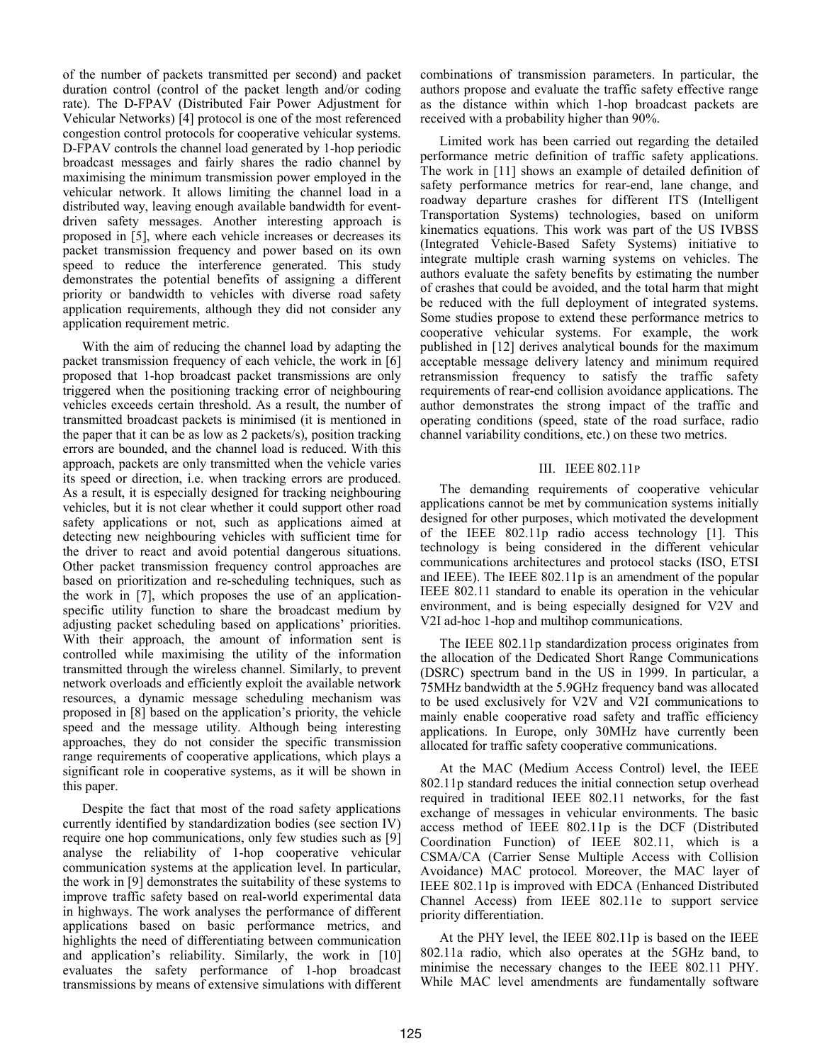of the number of packets transmitted per second) and packet duration control (control of the packet length and/or coding rate). The D-FPAV (Distributed Fair Power Adjustment for Vehicular Networks) [4] protocol is one of the most referenced congestion control protocols for cooperative vehicular systems. D-FPAV controls the channel load generated by 1-hop periodic broadcast messages and fairly shares the radio channel by maximising the minimum transmission power employed in the vehicular network. It allows limiting the channel load in a distributed way, leaving enough available bandwidth for event-driven safety messages. Another interesting approach is proposed in [5], where each vehicle increases or decreases its packet transmission frequency and power based on its own speed to reduce the interference generated. This study demonstrates the potential benefits of assigning a different priority or bandwidth to vehicles with diverse road safety application requirements, although they did not consider any application requirement metric.

With the aim of reducing the channel load by adapting the packet transmission frequency of each vehicle, the work in [6] proposed that 1-hop broadcast packet transmissions are only triggered when the positioning tracking error of neighbouring vehicles exceeds certain threshold. As a result, the number of transmitted broadcast packets is minimised (it is mentioned in the paper that it can be as low as 2 packets/s), position tracking errors are bounded, and the channel load is reduced. With this approach, packets are only transmitted when the vehicle varies its speed or direction, i.e. when tracking errors are produced. As a result, it is especially designed for tracking neighbouring vehicles, but it is not clear whether it could support other road safety applications or not, such as applications aimed at detecting new neighbouring vehicles with sufficient time for the driver to react and avoid potential dangerous situations. Other packet transmission frequency control approaches are based on prioritization and re-scheduling techniques, such as the work in [7], which proposes the use of an application-specific utility function to share the broadcast medium by adjusting packet scheduling based on applications' priorities. With their approach, the amount of information sent is controlled while maximising the utility of the information transmitted through the wireless channel. Similarly, to prevent network overloads and efficiently exploit the available network resources, a dynamic message scheduling mechanism was proposed in [8] based on the application's priority, the vehicle speed and the message utility. Although being interesting approaches, they do not consider the specific transmission range requirements of cooperative applications, which plays a significant role in cooperative systems, as it will be shown in this paper.

Despite the fact that most of the road safety applications currently identified by standardization bodies (see section IV) require one hop communications, only few studies such as [9] analyse the reliability of 1-hop cooperative vehicular communication systems at the application level. In particular, the work in [9] demonstrates the suitability of these systems to improve traffic safety based on real-world experimental data in highways. The work analyses the performance of different applications based on basic performance metrics, and highlights the need of differentiating between communication and application's reliability. Similarly, the work in [10] evaluates the safety performance of 1-hop broadcast transmissions by means of extensive simulations with different combinations of transmission parameters. In particular, the authors propose and evaluate the traffic safety effective range as the distance within which 1-hop broadcast packets are received with a probability higher than 90%.

Limited work has been carried out regarding the detailed performance metric definition of traffic safety applications. The work in [11] shows an example of detailed definition of safety performance metrics for rear-end, lane change, and roadway departure crashes for different ITS (Intelligent Transportation Systems) technologies, based on uniform kinematics equations. This work was part of the US IVBSS (Integrated Vehicle-Based Safety Systems) initiative to integrate multiple crash warning systems on vehicles. The authors evaluate the safety benefits by estimating the number of crashes that could be avoided, and the total harm that might be reduced with the full deployment of integrated systems. Some studies propose to extend these performance metrics to cooperative vehicular systems. For example, the work published in [12] derives analytical bounds for the maximum acceptable message delivery latency and minimum required retransmission frequency to satisfy the traffic safety requirements of rear-end collision avoidance applications. The author demonstrates the strong impact of the traffic and operating conditions (speed, state of the road surface, radio channel variability conditions, etc.) on these two metrics.

## III. IEEE 802.11P

The demanding requirements of cooperative vehicular applications cannot be met by communication systems initially designed for other purposes, which motivated the development of the IEEE 802.11p radio access technology [1]. This technology is being considered in the different vehicular communications architectures and protocol stacks (ISO, ETSI and IEEE). The IEEE 802.11p is an amendment of the popular IEEE 802.11 standard to enable its operation in the vehicular environment, and is being especially designed for V2V and V2I ad-hoc 1-hop and multihop communications.

The IEEE 802.11p standardization process originates from the allocation of the Dedicated Short Range Communications (DSRC) spectrum band in the US in 1999. In particular, a 75MHz bandwidth at the 5.9GHz frequency band was allocated to be used exclusively for V2V and V2I communications to mainly enable cooperative road safety and traffic efficiency applications. In Europe, only 30MHz have currently been allocated for traffic safety cooperative communications.

At the MAC (Medium Access Control) level, the IEEE 802.11p standard reduces the initial connection setup overhead required in traditional IEEE 802.11 networks, for the fast exchange of messages in vehicular environments. The basic access method of IEEE 802.11p is the DCF (Distributed Coordination Function) of IEEE 802.11, which is a CSMA/CA (Carrier Sense Multiple Access with Collision Avoidance) MAC protocol. Moreover, the MAC layer of IEEE 802.11p is improved with EDCA (Enhanced Distributed Channel Access) from IEEE 802.11e to support service priority differentiation.

At the PHY level, the IEEE 802.11p is based on the IEEE 802.11a radio, which also operates at the 5GHz band, to minimise the necessary changes to the IEEE 802.11 PHY. While MAC level amendments are fundamentally software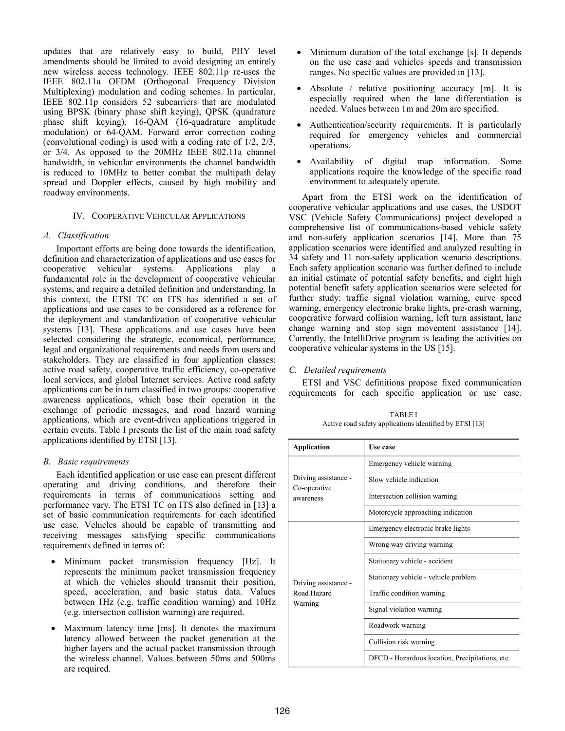updates that are relatively easy to build, PHY level amendments should be limited to avoid designing an entirely new wireless access technology. IEEE 802.11p re-uses the IEEE 802.11a OFDM (Orthogonal Frequency Division Multiplexing) modulation and coding schemes. In particular, IEEE 802.11p considers 52 subcarriers that are modulated using BPSK (binary phase shift keying), QPSK (quadrature phase shift keying), 16-QAM (16-quadrature amplitude modulation) or 64-QAM. Forward error correction coding (convolutional coding) is used with a coding rate of 1/2, 2/3, or 3/4. As opposed to the 20MHz IEEE 802.11a channel bandwidth, in vehicular environments the channel bandwidth is reduced to 10MHz to better combat the multipath delay spread and Doppler effects, caused by high mobility and roadway environments.

## IV. Cooperative Vehicular Applications

### *A. Classification*

Important efforts are being done towards the identification, definition and characterization of applications and use cases for cooperative vehicular systems. Applications play a fundamental role in the development of cooperative vehicular systems, and require a detailed definition and understanding. In this context, the ETSI TC on ITS has identified a set of applications and use cases to be considered as a reference for the deployment and standardization of cooperative vehicular systems [13]. These applications and use cases have been selected considering the strategic, economical, performance, legal and organizational requirements and needs from users and stakeholders. They are classified in four application classes: active road safety, cooperative traffic efficiency, co-operative local services, and global Internet services. Active road safety applications can be in turn classified in two groups: cooperative awareness applications, which base their operation in the exchange of periodic messages, and road hazard warning applications, which are event-driven applications triggered in certain events. Table I presents the list of the main road safety applications identified by ETSI [13].

### *B. Basic requirements*

Each identified application or use case can present different operating and driving conditions, and therefore their requirements in terms of communications setting and performance vary. The ETSI TC on ITS also defined in [13] a set of basic communication requirements for each identified use case. Vehicles should be capable of transmitting and receiving messages satisfying specific communications requirements defined in terms of:

- Minimum packet transmission frequency [Hz]. It represents the minimum packet transmission frequency at which the vehicles should transmit their position, speed, acceleration, and basic status data. Values between 1Hz (e.g. traffic condition warning) and 10Hz (e.g. intersection collision warning) are required.
- Maximum latency time [ms]. It denotes the maximum latency allowed between the packet generation at the higher layers and the actual packet transmission through the wireless channel. Values between 50ms and 500ms are required.
- Minimum duration of the total exchange [s]. It depends on the use case and vehicles speeds and transmission ranges. No specific values are provided in [13].
- Absolute / relative positioning accuracy [m]. It is especially required when the lane differentiation is needed. Values between 1m and 20m are specified.
- Authentication/security requirements. It is particularly required for emergency vehicles and commercial operations.
- Availability of digital map information. Some applications require the knowledge of the specific road environment to adequately operate.

Apart from the ETSI work on the identification of cooperative vehicular applications and use cases, the USDOT VSC (Vehicle Safety Communications) project developed a comprehensive list of communications-based vehicle safety and non-safety application scenarios [14]. More than 75 application scenarios were identified and analyzed resulting in 34 safety and 11 non-safety application scenario descriptions. Each safety application scenario was further defined to include an initial estimate of potential safety benefits, and eight high potential benefit safety application scenarios were selected for further study: traffic signal violation warning, curve speed warning, emergency electronic brake lights, pre-crash warning, cooperative forward collision warning, left turn assistant, lane change warning and stop sign movement assistance [14]. Currently, the IntelliDrive program is leading the activities on cooperative vehicular systems in the US [15].

### *C. Detailed requirements*

ETSI and VSC definitions propose fixed communication requirements for each specific application or use case.

TABLE I
Active road safety applications identified by ETSI [13]

| Application | Use case |
|---|---|
| Driving assistance - Co-operative awareness | Emergency vehicle warning |
| | Slow vehicle indication |
| | Intersection collision warning |
| | Motorcycle approaching indication |
| Driving assistance - Road Hazard Warning | Emergency electronic brake lights |
| | Wrong way driving warning |
| | Stationary vehicle - accident |
| | Stationary vehicle - vehicle problem |
| | Traffic condition warning |
| | Signal violation warning |
| | Roadwork warning |
| | Collision risk warning |
| | DFCD - Hazardous location, Precipitations, etc. |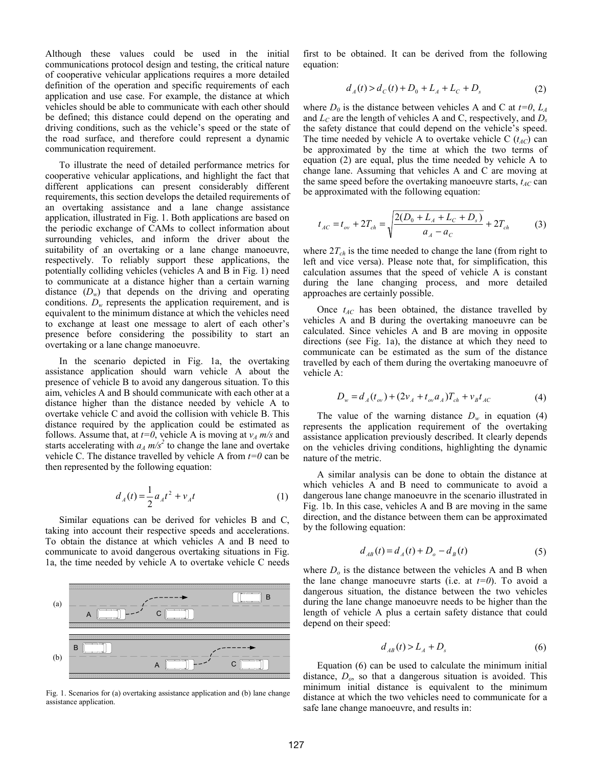Although these values could be used in the initial communications protocol design and testing, the critical nature of cooperative vehicular applications requires a more detailed definition of the operation and specific requirements of each application and use case. For example, the distance at which vehicles should be able to communicate with each other should be defined; this distance could depend on the operating and driving conditions, such as the vehicle's speed or the state of the road surface, and therefore could represent a dynamic communication requirement.

To illustrate the need of detailed performance metrics for cooperative vehicular applications, and highlight the fact that different applications can present considerably different requirements, this section develops the detailed requirements of an overtaking assistance and a lane change assistance application, illustrated in Fig. 1. Both applications are based on the periodic exchange of CAMs to collect information about surrounding vehicles, and inform the driver about the suitability of an overtaking or a lane change manoeuvre, respectively. To reliably support these applications, the potentially colliding vehicles (vehicles A and B in Fig. 1) need to communicate at a distance higher than a certain warning distance ($D_w$) that depends on the driving and operating conditions. $D_w$ represents the application requirement, and is equivalent to the minimum distance at which the vehicles need to exchange at least one message to alert of each other's presence before considering the possibility to start an overtaking or a lane change manoeuvre.

In the scenario depicted in Fig. 1a, the overtaking assistance application should warn vehicle A about the presence of vehicle B to avoid any dangerous situation. To this aim, vehicles A and B should communicate with each other at a distance higher than the distance needed by vehicle A to overtake vehicle C and avoid the collision with vehicle B. This distance required by the application could be estimated as follows. Assume that, at $t=0$, vehicle A is moving at $v_A$ $m/s$ and starts accelerating with $a_A$ $m/s^2$ to change the lane and overtake vehicle C. The distance travelled by vehicle A from $t=0$ can be then represented by the following equation:

$$d_A(t) = \frac{1}{2}a_A t^2 + v_A t \qquad (1)$$

Similar equations can be derived for vehicles B and C, taking into account their respective speeds and accelerations. To obtain the distance at which vehicles A and B need to communicate to avoid dangerous overtaking situations in Fig. 1a, the time needed by vehicle A to overtake vehicle C needs first to be obtained. It can be derived from the following equation:

$$d_A(t) > d_C(t) + D_0 + L_A + L_C + D_s \qquad (2)$$

where $D_0$ is the distance between vehicles A and C at $t=0$, $L_A$ and $L_C$ are the length of vehicles A and C, respectively, and $D_s$ the safety distance that could depend on the vehicle's speed. The time needed by vehicle A to overtake vehicle C ($t_{AC}$) can be approximated by the time at which the two terms of equation (2) are equal, plus the time needed by vehicle A to change lane. Assuming that vehicles A and C are moving at the same speed before the overtaking manoeuvre starts, $t_{AC}$ can be approximated with the following equation:

$$t_{AC} = t_{ov} + 2T_{ch} = \sqrt{\frac{2(D_0 + L_A + L_C + D_s)}{a_A - a_C}} + 2T_{ch} \qquad (3)$$

where $2T_{ch}$ is the time needed to change the lane (from right to left and vice versa). Please note that, for simplification, this calculation assumes that the speed of vehicle A is constant during the lane changing process, and more detailed approaches are certainly possible.

Once $t_{AC}$ has been obtained, the distance travelled by vehicles A and B during the overtaking manoeuvre can be calculated. Since vehicles A and B are moving in opposite directions (see Fig. 1a), the distance at which they need to communicate can be estimated as the sum of the distance travelled by each of them during the overtaking manoeuvre of vehicle A:

$$D_w = d_A(t_{ov}) + (2v_A + t_{ov}a_A)T_{ch} + v_B t_{AC} \qquad (4)$$

The value of the warning distance $D_w$ in equation (4) represents the application requirement of the overtaking assistance application previously described. It clearly depends on the vehicles driving conditions, highlighting the dynamic nature of the metric.

A similar analysis can be done to obtain the distance at which vehicles A and B need to communicate to avoid a dangerous lane change manoeuvre in the scenario illustrated in Fig. 1b. In this case, vehicles A and B are moving in the same direction, and the distance between them can be approximated by the following equation:

$$d_{AB}(t) = d_A(t) + D_o - d_B(t) \qquad (5)$$

where $D_o$ is the distance between the vehicles A and B when the lane change manoeuvre starts (i.e. at $t=0$). To avoid a dangerous situation, the distance between the two vehicles during the lane change manoeuvre needs to be higher than the length of vehicle A plus a certain safety distance that could depend on their speed:

$$d_{AB}(t) > L_A + D_s \qquad (6)$$

Equation (6) can be used to calculate the minimum initial distance, $D_o$, so that a dangerous situation is avoided. This minimum initial distance is equivalent to the minimum distance at which the two vehicles need to communicate for a safe lane change manoeuvre, and results in:

Fig. 1. Scenarios for (a) overtaking assistance application and (b) lane change assistance application.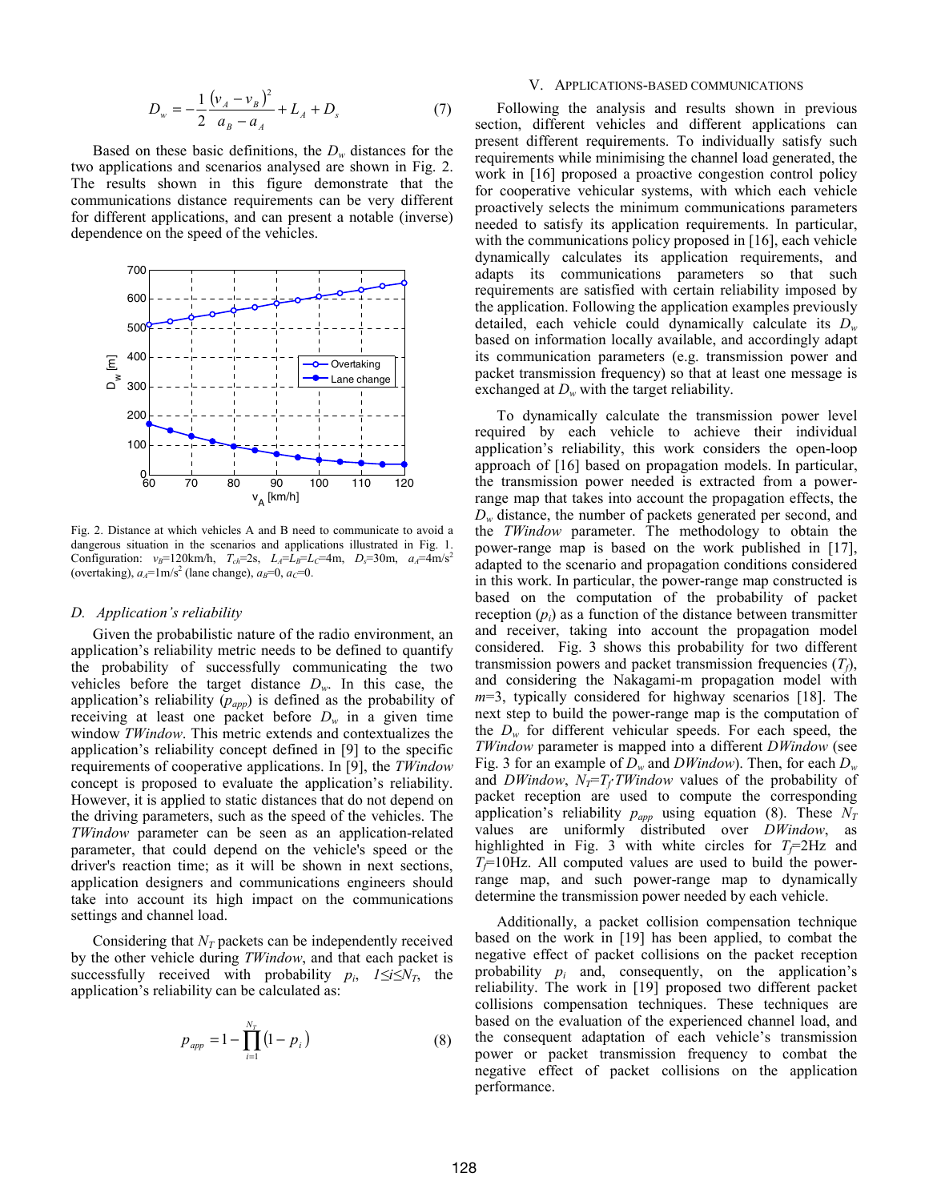$$D_w = -\frac{1}{2}\frac{(v_A - v_B)^2}{a_B - a_A} + L_A + D_s \tag{7}$$

Based on these basic definitions, the $D_w$ distances for the two applications and scenarios analysed are shown in Fig. 2. The results shown in this figure demonstrate that the communications distance requirements can be very different for different applications, and can present a notable (inverse) dependence on the speed of the vehicles.

Fig. 2. Distance at which vehicles A and B need to communicate to avoid a dangerous situation in the scenarios and applications illustrated in Fig. 1. Configuration: $v_B$=120km/h, $T_{ch}$=2s, $L_A$=$L_B$=$L_C$=4m, $D_s$=30m, $a_A$=4m/s$^2$ (overtaking), $a_A$=1m/s$^2$ (lane change), $a_B$=0, $a_C$=0.

### D. Application's reliability

Given the probabilistic nature of the radio environment, an application's reliability metric needs to be defined to quantify the probability of successfully communicating the two vehicles before the target distance $D_w$. In this case, the application's reliability ($p_{app}$) is defined as the probability of receiving at least one packet before $D_w$ in a given time window *TWindow*. This metric extends and contextualizes the application's reliability concept defined in [9] to the specific requirements of cooperative applications. In [9], the *TWindow* concept is proposed to evaluate the application's reliability. However, it is applied to static distances that do not depend on the driving parameters, such as the speed of the vehicles. The *TWindow* parameter can be seen as an application-related parameter, that could depend on the vehicle's speed or the driver's reaction time; as it will be shown in next sections, application designers and communications engineers should take into account its high impact on the communications settings and channel load.

Considering that $N_T$ packets can be independently received by the other vehicle during *TWindow*, and that each packet is successfully received with probability $p_i$, $1 \le i \le N_T$, the application's reliability can be calculated as:

$$p_{app} = 1 - \prod_{i=1}^{N_T}(1 - p_i) \tag{8}$$

## V. Applications-Based Communications

Following the analysis and results shown in previous section, different vehicles and different applications can present different requirements. To individually satisfy such requirements while minimising the channel load generated, the work in [16] proposed a proactive congestion control policy for cooperative vehicular systems, with which each vehicle proactively selects the minimum communications parameters needed to satisfy its application requirements. In particular, with the communications policy proposed in [16], each vehicle dynamically calculates its application requirements, and adapts its communications parameters so that such requirements are satisfied with certain reliability imposed by the application. Following the application examples previously detailed, each vehicle could dynamically calculate its $D_w$ based on information locally available, and accordingly adapt its communication parameters (e.g. transmission power and packet transmission frequency) so that at least one message is exchanged at $D_w$ with the target reliability.

To dynamically calculate the transmission power level required by each vehicle to achieve their individual application's reliability, this work considers the open-loop approach of [16] based on propagation models. In particular, the transmission power needed is extracted from a power-range map that takes into account the propagation effects, the $D_w$ distance, the number of packets generated per second, and the *TWindow* parameter. The methodology to obtain the power-range map is based on the work published in [17], adapted to the scenario and propagation conditions considered in this work. In particular, the power-range map constructed is based on the computation of the probability of packet reception ($p_i$) as a function of the distance between transmitter and receiver, taking into account the propagation model considered. Fig. 3 shows this probability for two different transmission powers and packet transmission frequencies ($T_f$), and considering the Nakagami-m propagation model with $m$=3, typically considered for highway scenarios [18]. The next step to build the power-range map is the computation of the $D_w$ for different vehicular speeds. For each speed, the *TWindow* parameter is mapped into a different *DWindow* (see Fig. 3 for an example of $D_w$ and *DWindow*). Then, for each $D_w$ and *DWindow*, $N_T$=$T_f$·*TWindow* values of the probability of packet reception are used to compute the corresponding application's reliability $p_{app}$ using equation (8). These $N_T$ values are uniformly distributed over *DWindow*, as highlighted in Fig. 3 with white circles for $T_f$=2Hz and $T_f$=10Hz. All computed values are used to build the power-range map, and such power-range map to dynamically determine the transmission power needed by each vehicle.

Additionally, a packet collision compensation technique based on the work in [19] has been applied, to combat the negative effect of packet collisions on the packet reception probability $p_i$ and, consequently, on the application's reliability. The work in [19] proposed two different packet collisions compensation techniques. These techniques are based on the evaluation of the experienced channel load, and the consequent adaptation of each vehicle's transmission power or packet transmission frequency to combat the negative effect of packet collisions on the application performance.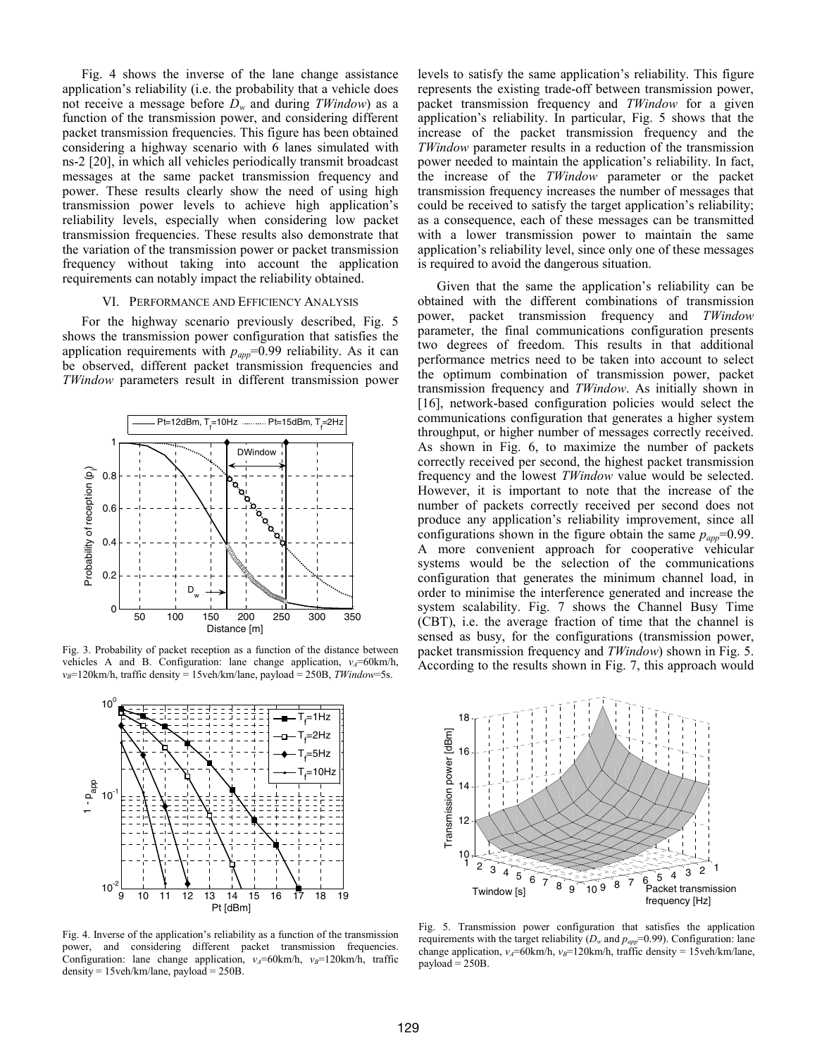Fig. 4 shows the inverse of the lane change assistance application's reliability (i.e. the probability that a vehicle does not receive a message before $D_w$ and during *TWindow*) as a function of the transmission power, and considering different packet transmission frequencies. This figure has been obtained considering a highway scenario with 6 lanes simulated with ns-2 [20], in which all vehicles periodically transmit broadcast messages at the same packet transmission frequency and power. These results clearly show the need of using high transmission power levels to achieve high application's reliability levels, especially when considering low packet transmission frequencies. These results also demonstrate that the variation of the transmission power or packet transmission frequency without taking into account the application requirements can notably impact the reliability obtained.

## VI. Performance and Efficiency Analysis

For the highway scenario previously described, Fig. 5 shows the transmission power configuration that satisfies the application requirements with $p_{app}$=0.99 reliability. As it can be observed, different packet transmission frequencies and *TWindow* parameters result in different transmission power levels to satisfy the same application's reliability. This figure represents the existing trade-off between transmission power, packet transmission frequency and *TWindow* for a given application's reliability. In particular, Fig. 5 shows that the increase of the packet transmission frequency and the *TWindow* parameter results in a reduction of the transmission power needed to maintain the application's reliability. In fact, the increase of the *TWindow* parameter or the packet transmission frequency increases the number of messages that could be received to satisfy the target application's reliability; as a consequence, each of these messages can be transmitted with a lower transmission power to maintain the same application's reliability level, since only one of these messages is required to avoid the dangerous situation.

Fig. 3. Probability of packet reception as a function of the distance between vehicles A and B. Configuration: lane change application, $v_A$=60km/h, $v_B$=120km/h, traffic density = 15veh/km/lane, payload = 250B, *TWindow*=5s.

Fig. 4. Inverse of the application's reliability as a function of the transmission power, and considering different packet transmission frequencies. Configuration: lane change application, $v_A$=60km/h, $v_B$=120km/h, traffic density = 15veh/km/lane, payload = 250B.

Given that the same the application's reliability can be obtained with the different combinations of transmission power, packet transmission frequency and *TWindow* parameter, the final communications configuration presents two degrees of freedom. This results in that additional performance metrics need to be taken into account to select the optimum combination of transmission power, packet transmission frequency and *TWindow*. As initially shown in [16], network-based configuration policies would select the communications configuration that generates a higher system throughput, or higher number of messages correctly received. As shown in Fig. 6, to maximize the number of packets correctly received per second, the highest packet transmission frequency and the lowest *TWindow* value would be selected. However, it is important to note that the increase of the number of packets correctly received per second does not produce any application's reliability improvement, since all configurations shown in the figure obtain the same $p_{app}$=0.99. A more convenient approach for cooperative vehicular systems would be the selection of the communications configuration that generates the minimum channel load, in order to minimise the interference generated and increase the system scalability. Fig. 7 shows the Channel Busy Time (CBT), i.e. the average fraction of time that the channel is sensed as busy, for the configurations (transmission power, packet transmission frequency and *TWindow*) shown in Fig. 5. According to the results shown in Fig. 7, this approach would

Fig. 5. Transmission power configuration that satisfies the application requirements with the target reliability ($D_w$ and $p_{app}$=0.99). Configuration: lane change application, $v_A$=60km/h, $v_B$=120km/h, traffic density = 15veh/km/lane, payload = 250B.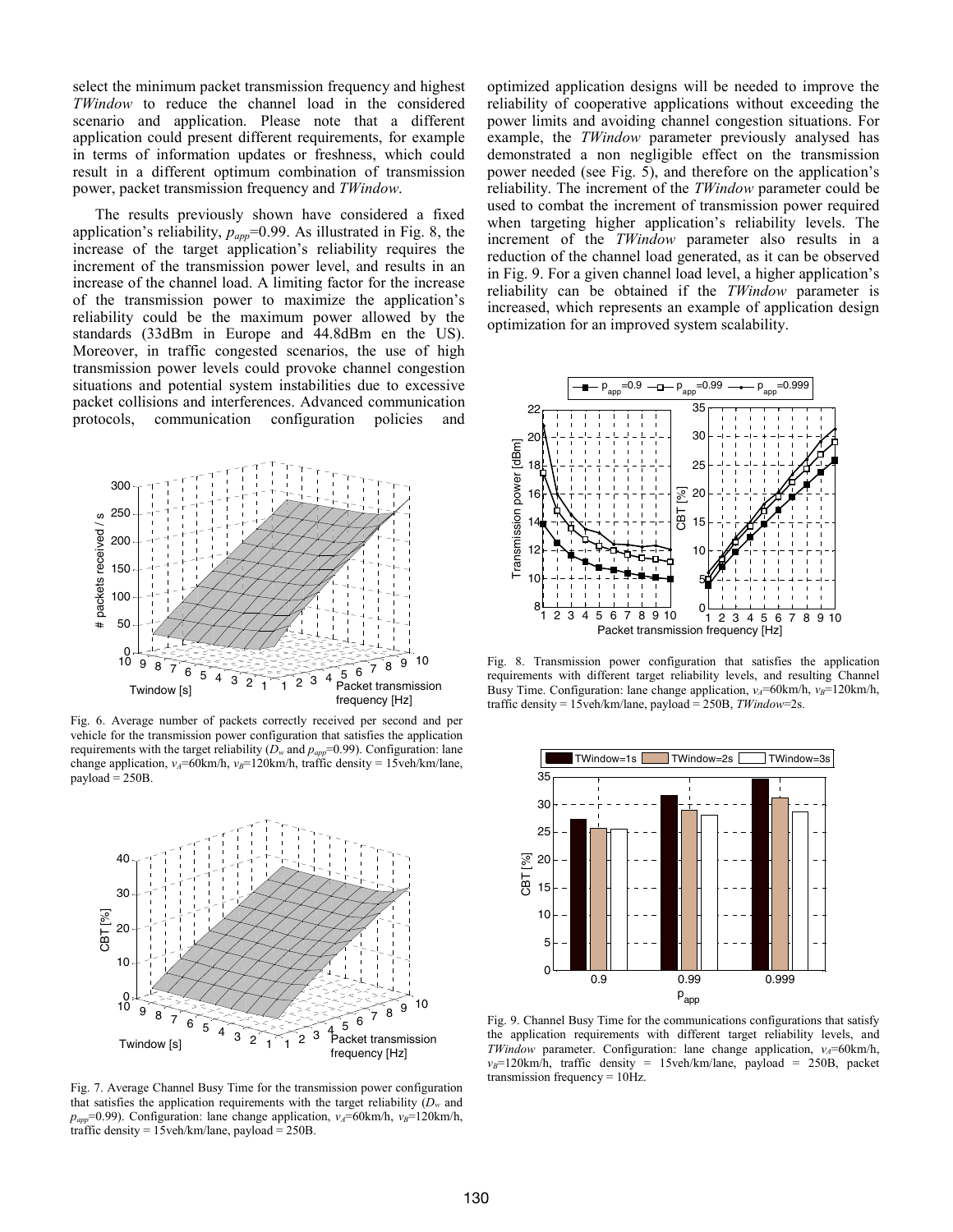select the minimum packet transmission frequency and highest *TWindow* to reduce the channel load in the considered scenario and application. Please note that a different application could present different requirements, for example in terms of information updates or freshness, which could result in a different optimum combination of transmission power, packet transmission frequency and *TWindow*.

The results previously shown have considered a fixed application's reliability, $p_{app}$=0.99. As illustrated in Fig. 8, the increase of the target application's reliability requires the increment of the transmission power level, and results in an increase of the channel load. A limiting factor for the increase of the transmission power to maximize the application's reliability could be the maximum power allowed by the standards (33dBm in Europe and 44.8dBm en the US). Moreover, in traffic congested scenarios, the use of high transmission power levels could provoke channel congestion situations and potential system instabilities due to excessive packet collisions and interferences. Advanced communication protocols, communication configuration policies and optimized application designs will be needed to improve the reliability of cooperative applications without exceeding the power limits and avoiding channel congestion situations. For example, the *TWindow* parameter previously analysed has demonstrated a non negligible effect on the transmission power needed (see Fig. 5), and therefore on the application's reliability. The increment of the *TWindow* parameter could be used to combat the increment of transmission power required when targeting higher application's reliability levels. The increment of the *TWindow* parameter also results in a reduction of the channel load generated, as it can be observed in Fig. 9. For a given channel load level, a higher application's reliability can be obtained if the *TWindow* parameter is increased, which represents an example of application design optimization for an improved system scalability.

Fig. 6. Average number of packets correctly received per second and per vehicle for the transmission power configuration that satisfies the application requirements with the target reliability ($D_w$ and $p_{app}$=0.99). Configuration: lane change application, $v_A$=60km/h, $v_B$=120km/h, traffic density = 15veh/km/lane, payload = 250B.

Fig. 7. Average Channel Busy Time for the transmission power configuration that satisfies the application requirements with the target reliability ($D_w$ and $p_{app}$=0.99). Configuration: lane change application, $v_A$=60km/h, $v_B$=120km/h, traffic density = 15veh/km/lane, payload = 250B.

Fig. 8. Transmission power configuration that satisfies the application requirements with different target reliability levels, and resulting Channel Busy Time. Configuration: lane change application, $v_A$=60km/h, $v_B$=120km/h, traffic density = 15veh/km/lane, payload = 250B, *TWindow*=2s.

Fig. 9. Channel Busy Time for the communications configurations that satisfy the application requirements with different target reliability levels, and *TWindow* parameter. Configuration: lane change application, $v_A$=60km/h, $v_B$=120km/h, traffic density = 15veh/km/lane, payload = 250B, packet transmission frequency = 10Hz.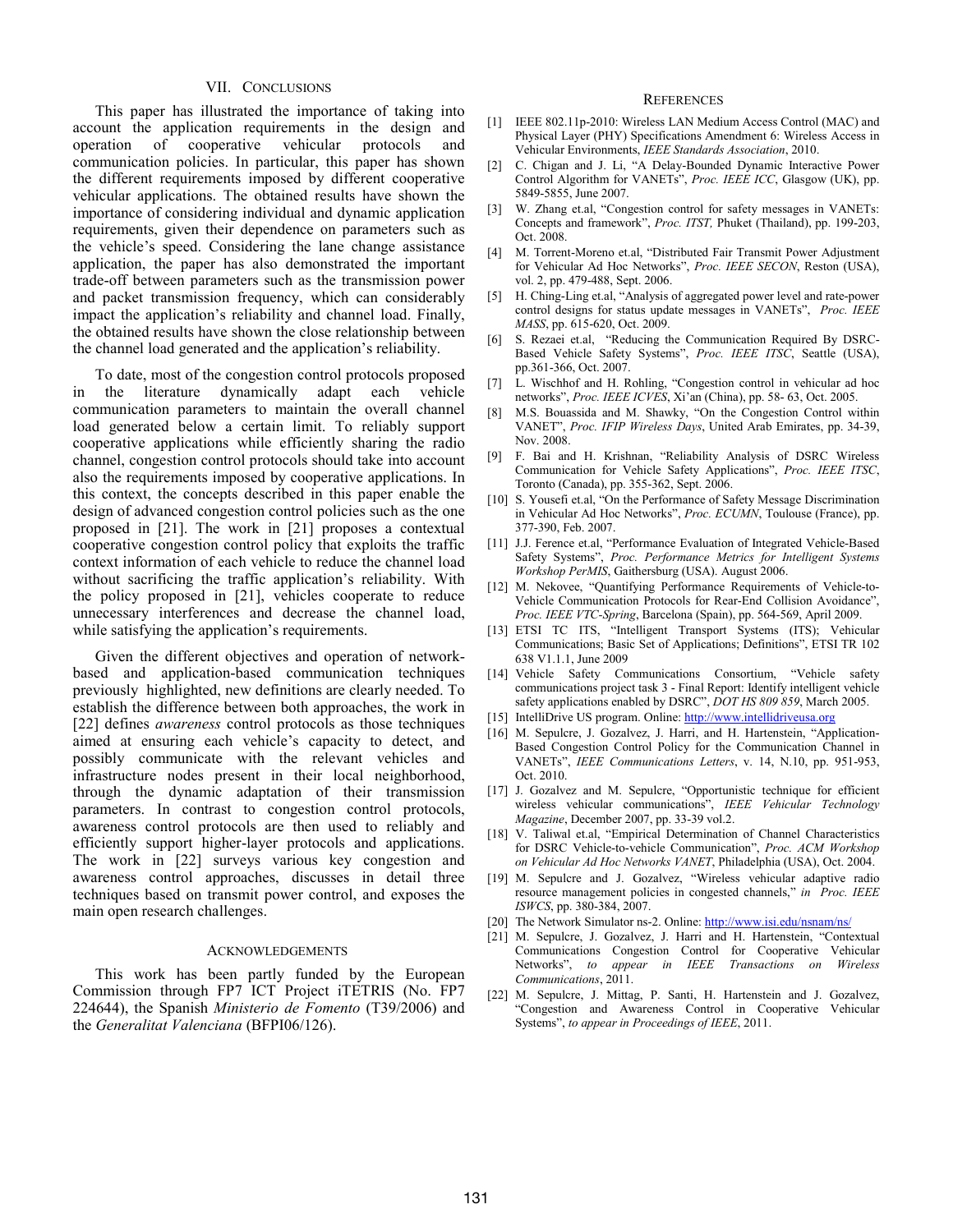## VII. CONCLUSIONS

This paper has illustrated the importance of taking into account the application requirements in the design and operation of cooperative vehicular protocols and communication policies. In particular, this paper has shown the different requirements imposed by different cooperative vehicular applications. The obtained results have shown the importance of considering individual and dynamic application requirements, given their dependence on parameters such as the vehicle's speed. Considering the lane change assistance application, the paper has also demonstrated the important trade-off between parameters such as the transmission power and packet transmission frequency, which can considerably impact the application's reliability and channel load. Finally, the obtained results have shown the close relationship between the channel load generated and the application's reliability.

To date, most of the congestion control protocols proposed in the literature dynamically adapt each vehicle communication parameters to maintain the overall channel load generated below a certain limit. To reliably support cooperative applications while efficiently sharing the radio channel, congestion control protocols should take into account also the requirements imposed by cooperative applications. In this context, the concepts described in this paper enable the design of advanced congestion control policies such as the one proposed in [21]. The work in [21] proposes a contextual cooperative congestion control policy that exploits the traffic context information of each vehicle to reduce the channel load without sacrificing the traffic application's reliability. With the policy proposed in [21], vehicles cooperate to reduce unnecessary interferences and decrease the channel load, while satisfying the application's requirements.

Given the different objectives and operation of network-based and application-based communication techniques previously highlighted, new definitions are clearly needed. To establish the difference between both approaches, the work in [22] defines *awareness* control protocols as those techniques aimed at ensuring each vehicle's capacity to detect, and possibly communicate with the relevant vehicles and infrastructure nodes present in their local neighborhood, through the dynamic adaptation of their transmission parameters. In contrast to congestion control protocols, awareness control protocols are then used to reliably and efficiently support higher-layer protocols and applications. The work in [22] surveys various key congestion and awareness control approaches, discusses in detail three techniques based on transmit power control, and exposes the main open research challenges.

## ACKNOWLEDGEMENTS

This work has been partly funded by the European Commission through FP7 ICT Project iTETRIS (No. FP7 224644), the Spanish *Ministerio de Fomento* (T39/2006) and the *Generalitat Valenciana* (BFPI06/126).

## REFERENCES

[1] IEEE 802.11p-2010: Wireless LAN Medium Access Control (MAC) and Physical Layer (PHY) Specifications Amendment 6: Wireless Access in Vehicular Environments, *IEEE Standards Association*, 2010.

[2] C. Chigan and J. Li, "A Delay-Bounded Dynamic Interactive Power Control Algorithm for VANETs", *Proc. IEEE ICC*, Glasgow (UK), pp. 5849-5855, June 2007.

[3] W. Zhang et.al, "Congestion control for safety messages in VANETs: Concepts and framework", *Proc. ITST,* Phuket (Thailand), pp. 199-203, Oct. 2008.

[4] M. Torrent-Moreno et.al, "Distributed Fair Transmit Power Adjustment for Vehicular Ad Hoc Networks", *Proc. IEEE SECON*, Reston (USA), vol. 2, pp. 479-488, Sept. 2006.

[5] H. Ching-Ling et.al, "Analysis of aggregated power level and rate-power control designs for status update messages in VANETs", *Proc. IEEE MASS*, pp. 615-620, Oct. 2009.

[6] S. Rezaei et.al, "Reducing the Communication Required By DSRC-Based Vehicle Safety Systems", *Proc. IEEE ITSC*, Seattle (USA), pp.361-366, Oct. 2007.

[7] L. Wischhof and H. Rohling, "Congestion control in vehicular ad hoc networks", *Proc. IEEE ICVES*, Xi'an (China), pp. 58- 63, Oct. 2005.

[8] M.S. Bouassida and M. Shawky, "On the Congestion Control within VANET", *Proc. IFIP Wireless Days*, United Arab Emirates, pp. 34-39, Nov. 2008.

[9] F. Bai and H. Krishnan, "Reliability Analysis of DSRC Wireless Communication for Vehicle Safety Applications", *Proc. IEEE ITSC*, Toronto (Canada), pp. 355-362, Sept. 2006.

[10] S. Yousefi et.al, "On the Performance of Safety Message Discrimination in Vehicular Ad Hoc Networks", *Proc. ECUMN*, Toulouse (France), pp. 377-390, Feb. 2007.

[11] J.J. Ference et.al, "Performance Evaluation of Integrated Vehicle-Based Safety Systems", *Proc. Performance Metrics for Intelligent Systems Workshop PerMIS*, Gaithersburg (USA). August 2006.

[12] M. Nekovee, "Quantifying Performance Requirements of Vehicle-to-Vehicle Communication Protocols for Rear-End Collision Avoidance", *Proc. IEEE VTC-Spring*, Barcelona (Spain), pp. 564-569, April 2009.

[13] ETSI TC ITS, "Intelligent Transport Systems (ITS); Vehicular Communications; Basic Set of Applications; Definitions", ETSI TR 102 638 V1.1.1, June 2009

[14] Vehicle Safety Communications Consortium, "Vehicle safety communications project task 3 - Final Report: Identify intelligent vehicle safety applications enabled by DSRC", *DOT HS 809 859*, March 2005.

[15] IntelliDrive US program. Online: http://www.intellidriveusa.org

[16] M. Sepulcre, J. Gozalvez, J. Harri, and H. Hartenstein, "Application-Based Congestion Control Policy for the Communication Channel in VANETs", *IEEE Communications Letters*, v. 14, N.10, pp. 951-953, Oct. 2010.

[17] J. Gozalvez and M. Sepulcre, "Opportunistic technique for efficient wireless vehicular communications", *IEEE Vehicular Technology Magazine*, December 2007, pp. 33-39 vol.2.

[18] V. Taliwal et.al, "Empirical Determination of Channel Characteristics for DSRC Vehicle-to-vehicle Communication", *Proc. ACM Workshop on Vehicular Ad Hoc Networks VANET*, Philadelphia (USA), Oct. 2004.

[19] M. Sepulcre and J. Gozalvez, "Wireless vehicular adaptive radio resource management policies in congested channels," *in Proc. IEEE ISWCS*, pp. 380-384, 2007.

[20] The Network Simulator ns-2. Online: http://www.isi.edu/nsnam/ns/

[21] M. Sepulcre, J. Gozalvez, J. Harri and H. Hartenstein, "Contextual Communications Congestion Control for Cooperative Vehicular Networks", *to appear in IEEE Transactions on Wireless Communications*, 2011.

[22] M. Sepulcre, J. Mittag, P. Santi, H. Hartenstein and J. Gozalvez, "Congestion and Awareness Control in Cooperative Vehicular Systems", *to appear in Proceedings of IEEE*, 2011.